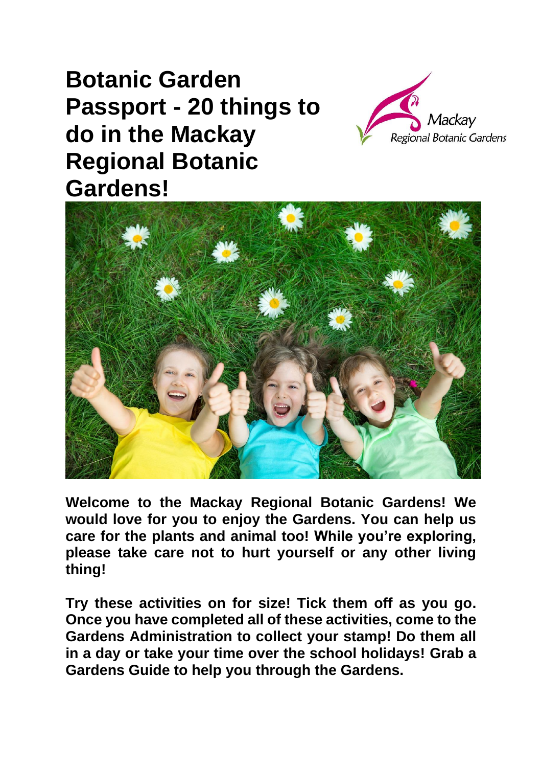# Botanic Garden Passport - 20 things to do in the Mackay Regional Botanic Gardens!

**Welcome to the Mackay Regional Botanic Gardens! We would love for you to enjoy the Gardens. You can help us care for the plants and animal too! While you're exploring, please take care not to hurt yourself or any other living thing!**

**Try these activities on for size! Tick them off as you go. Once you have completed all of these activities, come to the Gardens Administration to collect your stamp! Do them all in a day or take your time over the school holidays! Grab a Gardens Guide to help you through the Gardens.**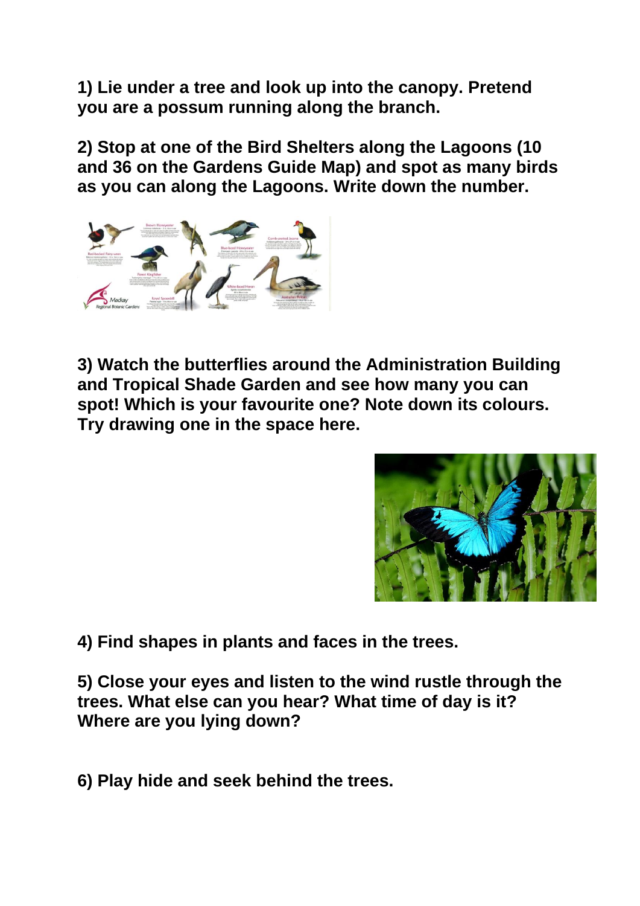**1) Lie under a tree and look up into the canopy. Pretend you are a possum running along the branch.**

**2) Stop at one of the Bird Shelters along the Lagoons (10 and 36 on the Gardens Guide Map) and spot as many birds as you can along the Lagoons. Write down the number.**

**3) Watch the butterflies around the Administration Building and Tropical Shade Garden and see how many you can spot! Which is your favourite one? Note down its colours. Try drawing one in the space here.**

**4) Find shapes in plants and faces in the trees.**

**5) Close your eyes and listen to the wind rustle through the trees. What else can you hear? What time of day is it? Where are you lying down?**

**6) Play hide and seek behind the trees.**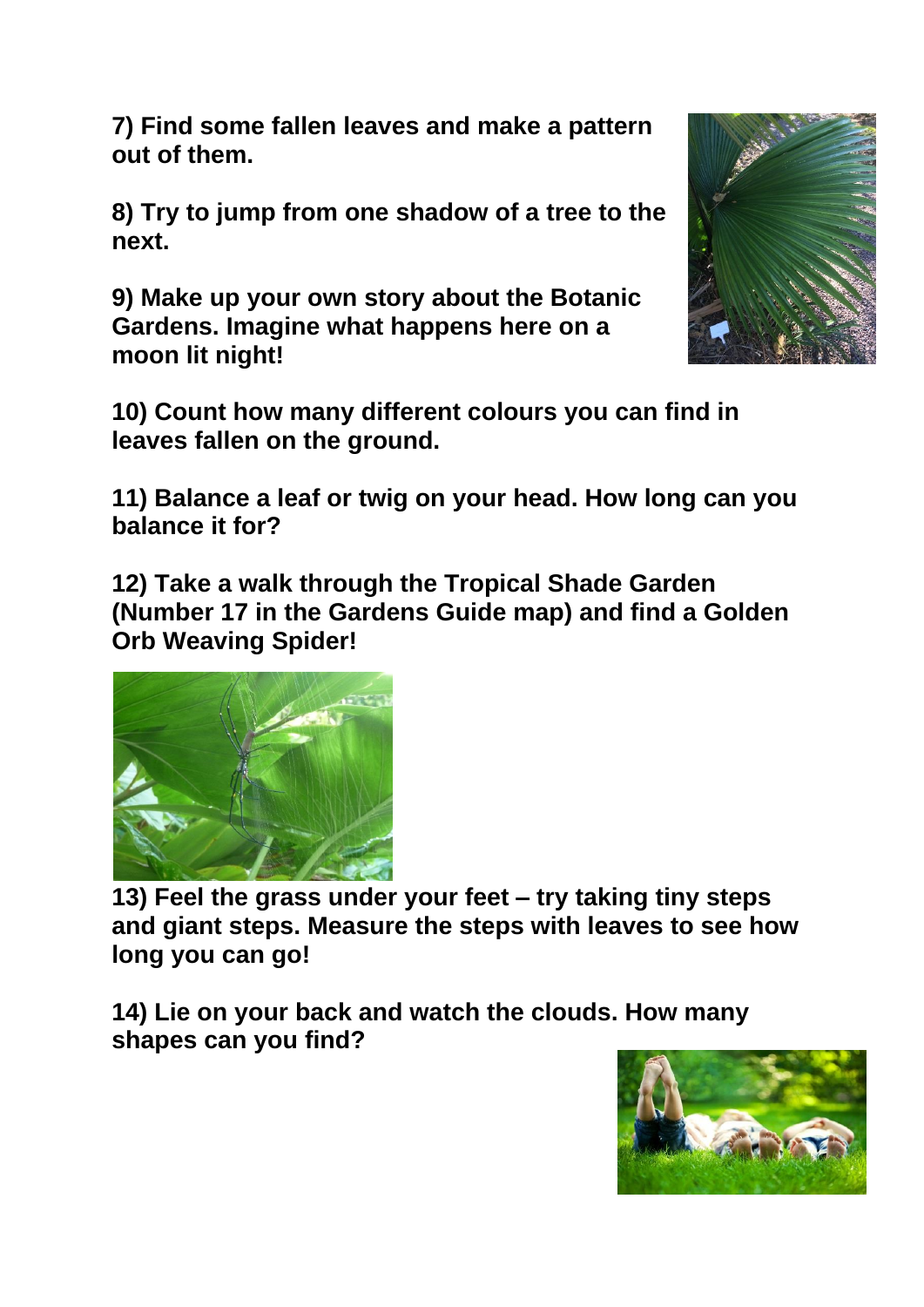**7) Find some fallen leaves and make a pattern out of them.**

**8) Try to jump from one shadow of a tree to the next.**

**9) Make up your own story about the Botanic Gardens. Imagine what happens here on a moon lit night!**

**10) Count how many different colours you can find in leaves fallen on the ground.**

**11) Balance a leaf or twig on your head. How long can you balance it for?**

**12) Take a walk through the Tropical Shade Garden (Number 17 in the Gardens Guide map) and find a Golden Orb Weaving Spider!**

**13) Feel the grass under your feet – try taking tiny steps and giant steps. Measure the steps with leaves to see how long you can go!**

**14) Lie on your back and watch the clouds. How many shapes can you find?**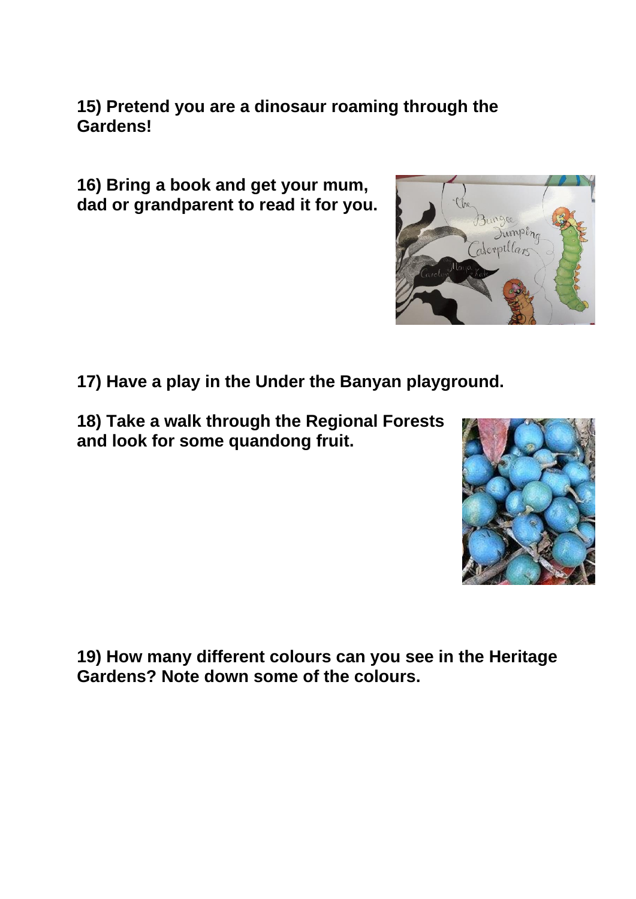**15) Pretend you are a dinosaur roaming through the Gardens!**

**16) Bring a book and get your mum, dad or grandparent to read it for you.**

**17) Have a play in the Under the Banyan playground.**

**18) Take a walk through the Regional Forests and look for some quandong fruit.**

**19) How many different colours can you see in the Heritage Gardens? Note down some of the colours.**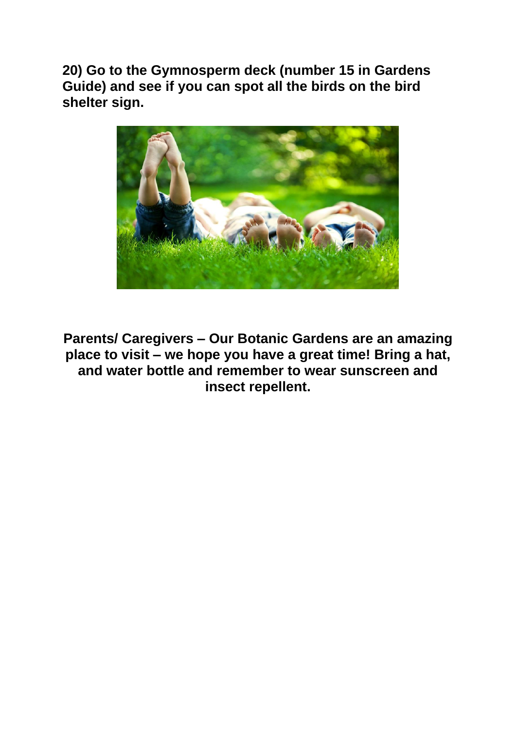**20) Go to the Gymnosperm deck (number 15 in Gardens Guide) and see if you can spot all the birds on the bird shelter sign.**

**Parents/ Caregivers – Our Botanic Gardens are an amazing place to visit – we hope you have a great time! Bring a hat, and water bottle and remember to wear sunscreen and insect repellent.**